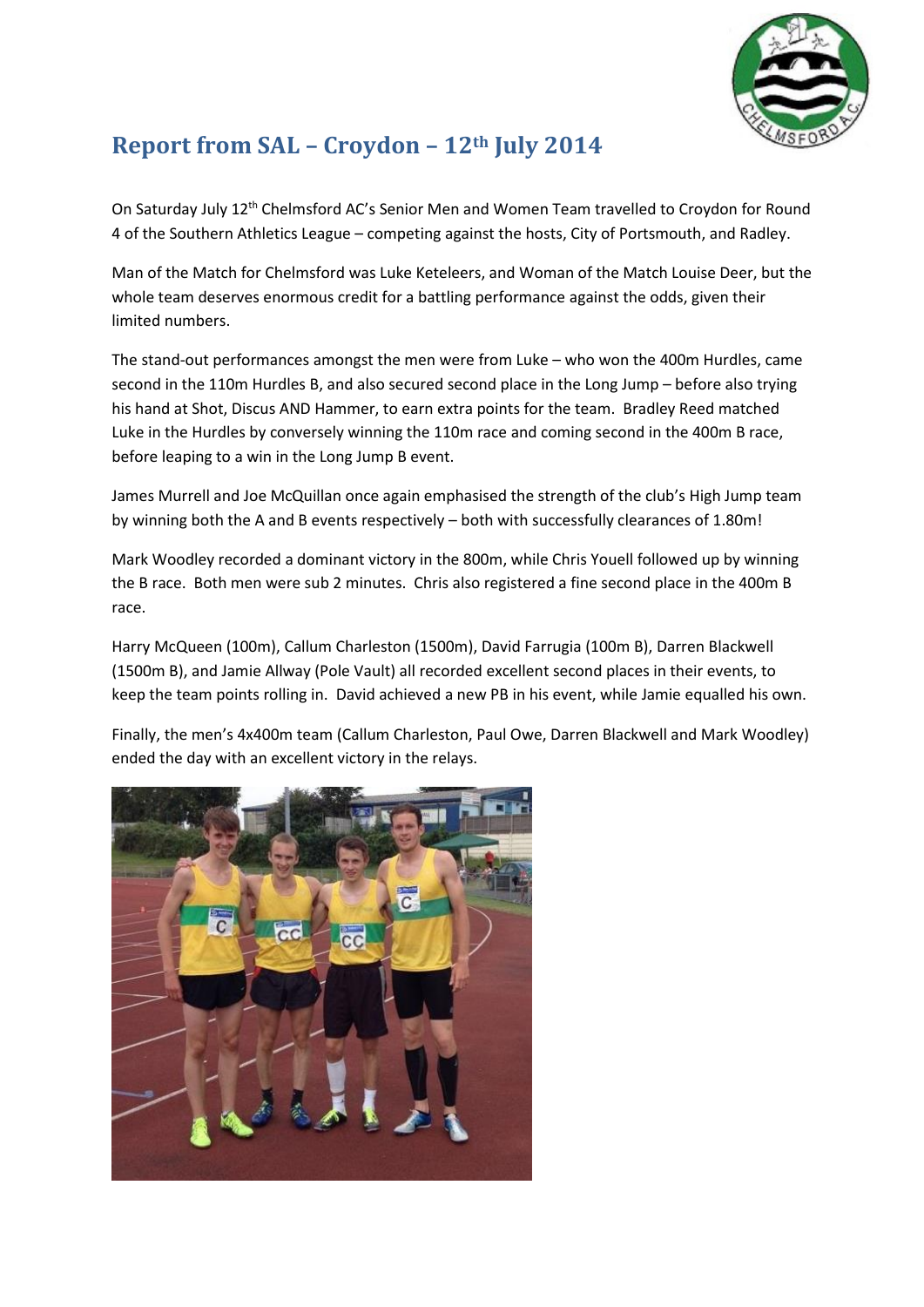# Report from SAL – Croydon – 12th July 2014

On Saturday July 12th Chelmsford AC's Senior Men and Women Team travelled to Croydon for Round 4 of the Southern Athletics League – competing against the hosts, City of Portsmouth, and Radley.

Man of the Match for Chelmsford was Luke Keteleers, and Woman of the Match Louise Deer, but the whole team deserves enormous credit for a battling performance against the odds, given their limited numbers.

The stand-out performances amongst the men were from Luke – who won the 400m Hurdles, came second in the 110m Hurdles B, and also secured second place in the Long Jump – before also trying his hand at Shot, Discus AND Hammer, to earn extra points for the team. Bradley Reed matched Luke in the Hurdles by conversely winning the 110m race and coming second in the 400m B race, before leaping to a win in the Long Jump B event.

James Murrell and Joe McQuillan once again emphasised the strength of the club's High Jump team by winning both the A and B events respectively – both with successfully clearances of 1.80m!

Mark Woodley recorded a dominant victory in the 800m, while Chris Youell followed up by winning the B race. Both men were sub 2 minutes. Chris also registered a fine second place in the 400m B race.

Harry McQueen (100m), Callum Charleston (1500m), David Farrugia (100m B), Darren Blackwell (1500m B), and Jamie Allway (Pole Vault) all recorded excellent second places in their events, to keep the team points rolling in. David achieved a new PB in his event, while Jamie equalled his own.

Finally, the men's 4x400m team (Callum Charleston, Paul Owe, Darren Blackwell and Mark Woodley) ended the day with an excellent victory in the relays.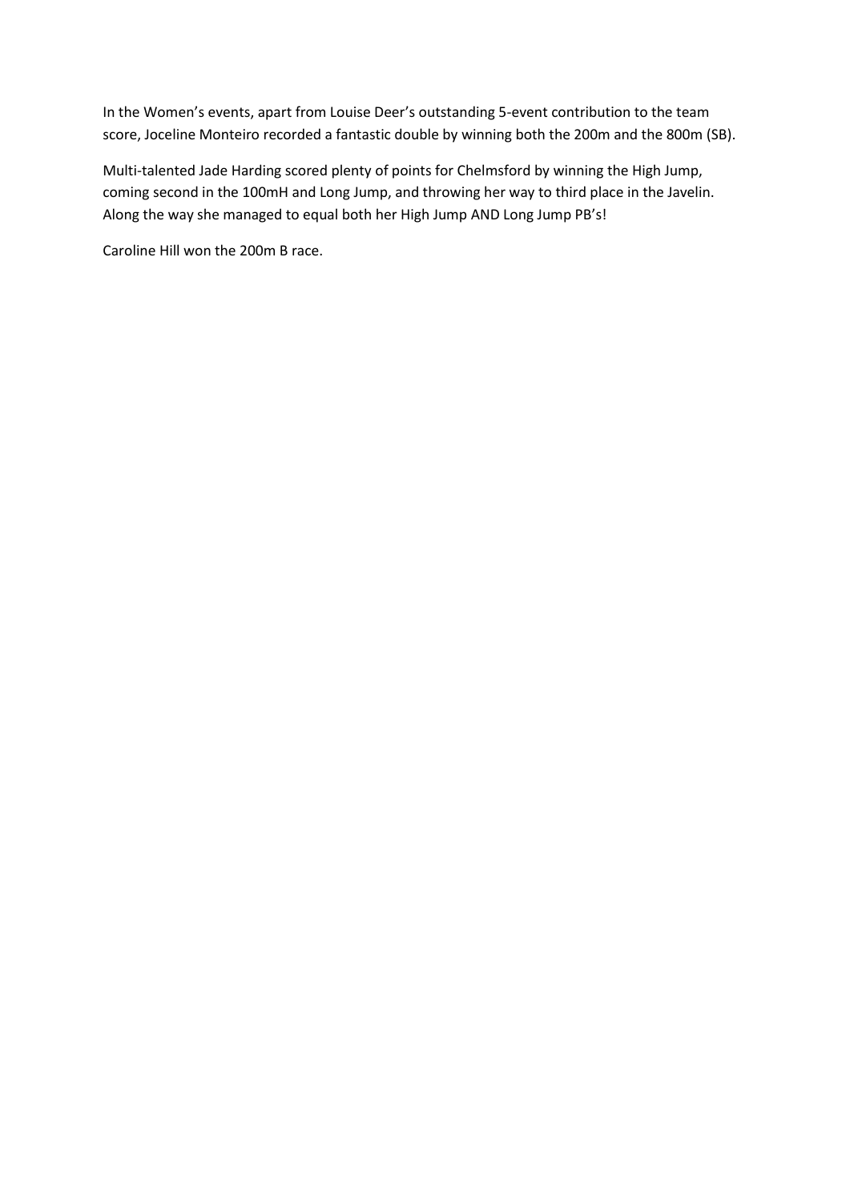In the Women's events, apart from Louise Deer's outstanding 5-event contribution to the team score, Joceline Monteiro recorded a fantastic double by winning both the 200m and the 800m (SB).

Multi-talented Jade Harding scored plenty of points for Chelmsford by winning the High Jump, coming second in the 100mH and Long Jump, and throwing her way to third place in the Javelin. Along the way she managed to equal both her High Jump AND Long Jump PB's!

Caroline Hill won the 200m B race.